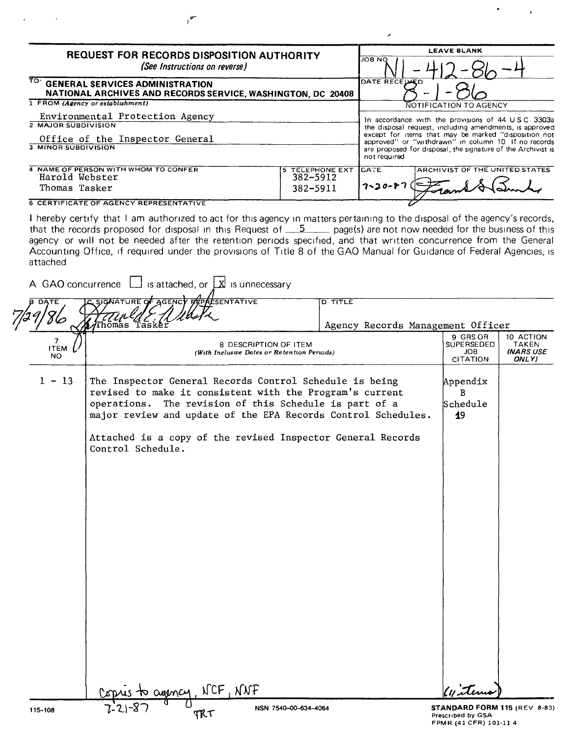# REQUEST FOR RECORDS DISPOSITION AUTHORITY

*(See Instructions on reverse)*

| LEAVE BLANK | |
|---|---|
| JOB NO | N1-412-86-4 |
| DATE RECEIVED | 8-1-86 |

TO: **GENERAL SERVICES ADMINISTRATION**
**NATIONAL ARCHIVES AND RECORDS SERVICE, WASHINGTON, DC 20408**

1 FROM (*Agency or establishment*)
Environmental Protection Agency

2 MAJOR SUBDIVISION
Office of the Inspector General

3 MINOR SUBDIVISION

4 NAME OF PERSON WITH WHOM TO CONFER
Harold Webster
Thomas Tasker

5 TELEPHONE EXT
382-5912
382-5911

NOTIFICATION TO AGENCY

In accordance with the provisions of 44 USC 3303a the disposal request, including amendments, is approved except for items that may be marked "disposition not approved" or "withdrawn" in column 10. If no records are proposed for disposal, the signature of the Archivist is not required.

DATE: 7-20-87
ARCHIVIST OF THE UNITED STATES: [signature]

6 CERTIFICATE OF AGENCY REPRESENTATIVE

I hereby certify that I am authorized to act for this agency in matters pertaining to the disposal of the agency's records, that the records proposed for disposal in this Request of 5 page(s) are not now needed for the business of this agency or will not be needed after the retention periods specified, and that written concurrence from the General Accounting Office, if required under the provisions of Title 8 of the GAO Manual for Guidance of Federal Agencies, is attached

A GAO concurrence ☐ is attached, or ☒ is unnecessary

| B DATE | C SIGNATURE OF AGENCY REPRESENTATIVE | D TITLE |
|---|---|---|
| 7/29/86 | [signature] Thomas Tasker | Agency Records Management Officer |

| 7 ITEM NO | 8 DESCRIPTION OF ITEM (*With Inclusive Dates or Retention Periods*) | 9 GRS OR SUPERSEDED JOB CITATION | 10 ACTION TAKEN (*NARS USE ONLY*) |
|---|---|---|---|
| 1 - 13 | The Inspector General Records Control Schedule is being revised to make it consistent with the Program's current operations. The revision of this Schedule is part of a major review and update of the EPA Records Control Schedules.<br><br>Attached is a copy of the revised Inspector General Records Control Schedule. | Appendix B Schedule 19 | |

(11 items)

copies to agency, NCF, NNF
7-21-87 TRT

115-108 NSN 7540-00-634-4064 **STANDARD FORM 115** (REV 8-83)
Prescribed by GSA
FPMR (41 CFR) 101-11 4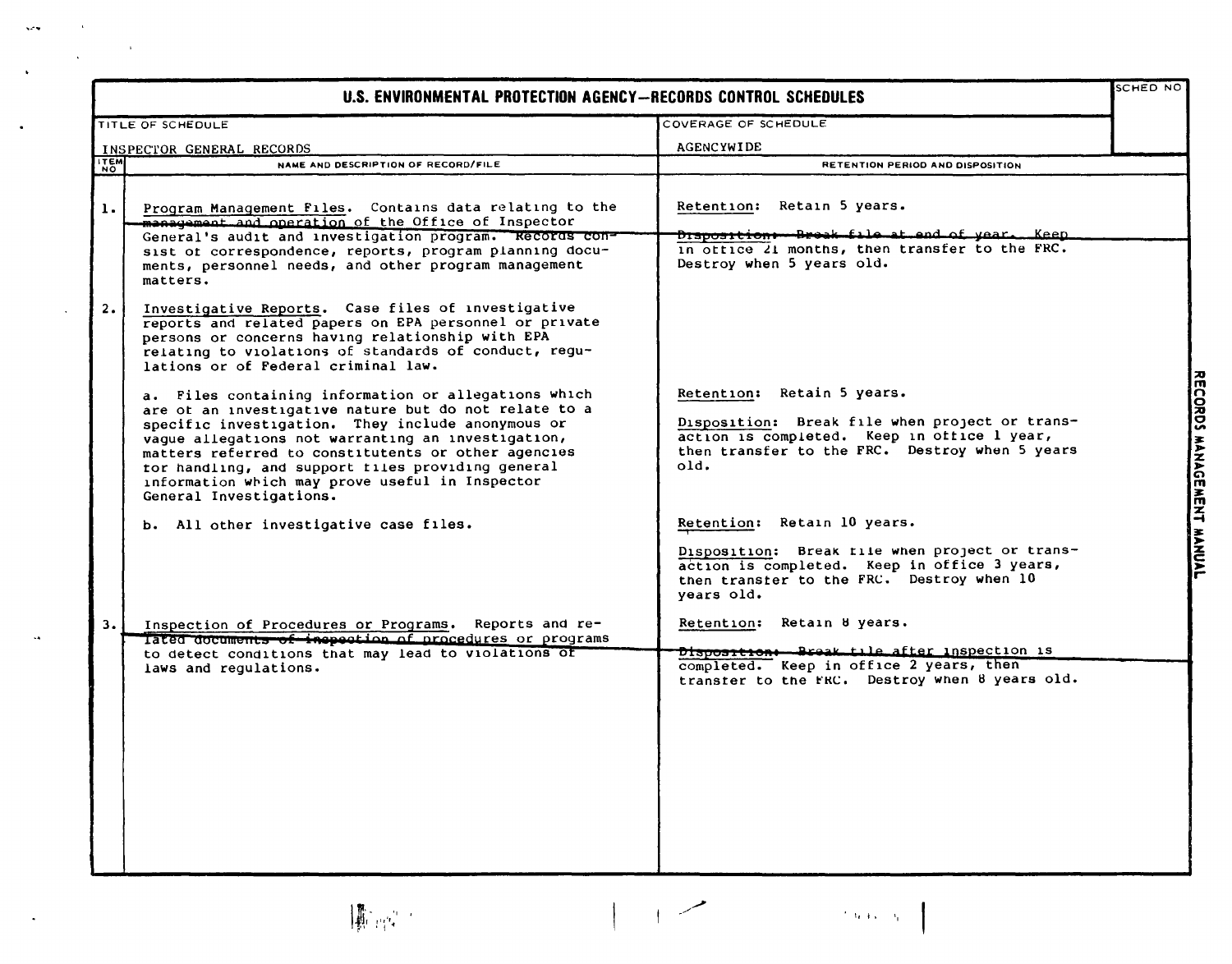# U.S. ENVIRONMENTAL PROTECTION AGENCY—RECORDS CONTROL SCHEDULES

| TITLE OF SCHEDULE | COVERAGE OF SCHEDULE | SCHED NO |
|---|---|---|
| INSPECTOR GENERAL RECORDS | AGENCYWIDE | |

| ITEM NO | NAME AND DESCRIPTION OF RECORD/FILE | RETENTION PERIOD AND DISPOSITION |
|---|---|---|
| 1. | Program Management Files. Contains data relating to the management and operation of the Office of Inspector General's audit and investigation program. Records consist of correspondence, reports, program planning documents, personnel needs, and other program management matters. | Retention: Retain 5 years.<br><br>Disposition: Break file at end of year. Keep in office 21 months, then transfer to the FRC. Destroy when 5 years old. |
| 2. | Investigative Reports. Case files of investigative reports and related papers on EPA personnel or private persons or concerns having relationship with EPA relating to violations of standards of conduct, regulations or of Federal criminal law. | |
| | a. Files containing information or allegations which are of an investigative nature but do not relate to a specific investigation. They include anonymous or vague allegations not warranting an investigation, matters referred to constitutents or other agencies for handling, and support files providing general information which may prove useful in Inspector General Investigations. | Retention: Retain 5 years.<br><br>Disposition: Break file when project or transaction is completed. Keep in office 1 year, then transfer to the FRC. Destroy when 5 years old. |
| | b. All other investigative case files. | Retention: Retain 10 years.<br><br>Disposition: Break file when project or transaction is completed. Keep in office 3 years, then transfer to the FRC. Destroy when 10 years old. |
| 3. | Inspection of Procedures or Programs. Reports and related documents of inspection of procedures or programs to detect conditions that may lead to violations of laws and regulations. | Retention: Retain 8 years.<br><br>Disposition: Break file after inspection is completed. Keep in office 2 years, then transfer to the FRC. Destroy when 8 years old. |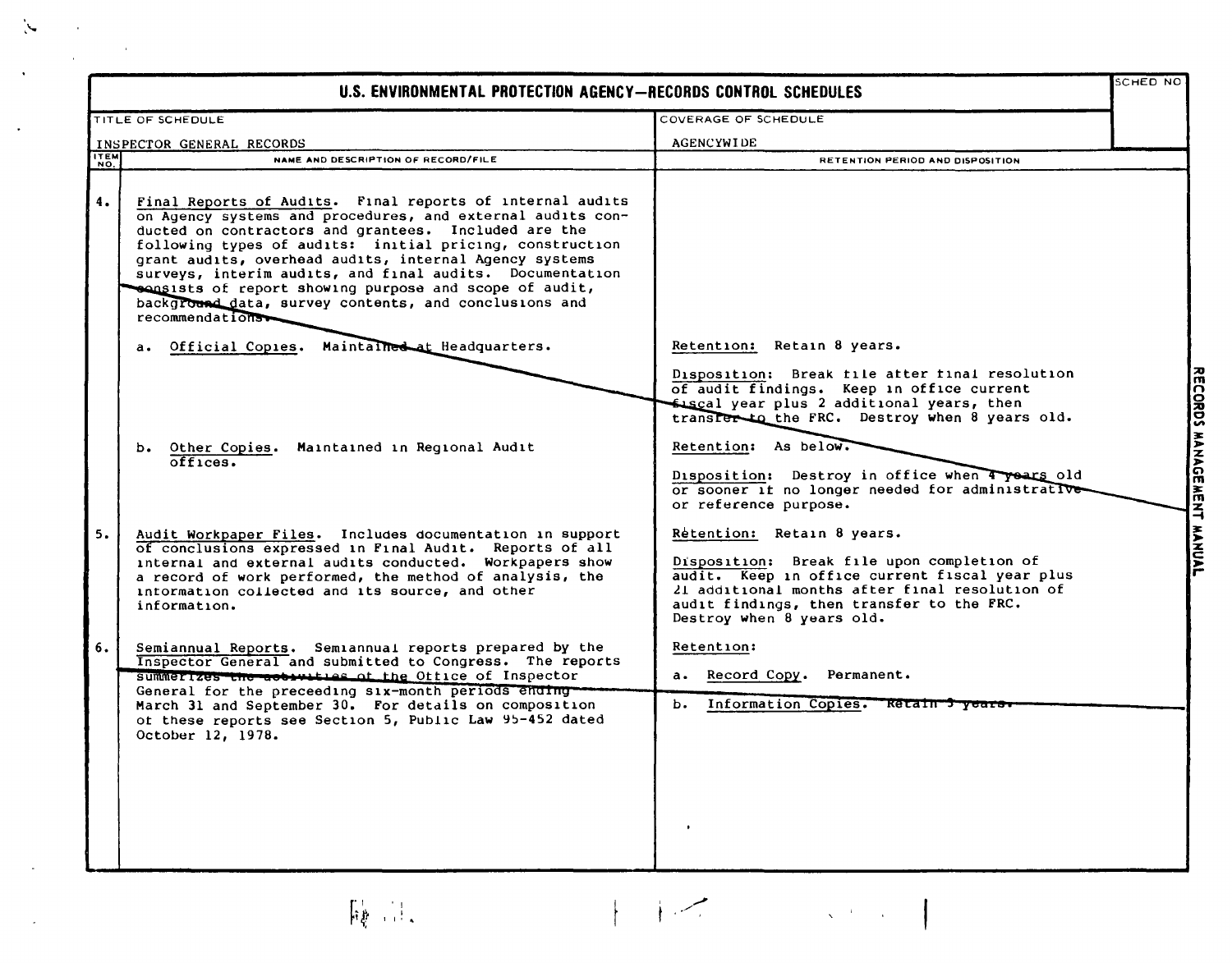# U.S. ENVIRONMENTAL PROTECTION AGENCY—RECORDS CONTROL SCHEDULES

| TITLE OF SCHEDULE | COVERAGE OF SCHEDULE | SCHED NO. |
|---|---|---|
| INSPECTOR GENERAL RECORDS | AGENCYWIDE | |

| ITEM NO. | NAME AND DESCRIPTION OF RECORD/FILE | RETENTION PERIOD AND DISPOSITION |
|---|---|---|
| 4. | Final Reports of Audits. Final reports of internal audits on Agency systems and procedures, and external audits conducted on contractors and grantees. Included are the following types of audits: initial pricing, construction grant audits, overhead audits, internal Agency systems surveys, interim audits, and final audits. Documentation consists of report showing purpose and scope of audit, background data, survey contents, and conclusions and recommendations. | |
| | a. Official Copies. Maintained at Headquarters. | Retention: Retain 8 years.<br><br>Disposition: Break file after final resolution of audit findings. Keep in office current fiscal year plus 2 additional years, then transfer to the FRC. Destroy when 8 years old. |
| | b. Other Copies. Maintained in Regional Audit offices. | Retention: As below.<br><br>Disposition: Destroy in office when 4 years old or sooner if no longer needed for administrative or reference purpose. |
| 5. | Audit Workpaper Files. Includes documentation in support of conclusions expressed in Final Audit. Reports of all internal and external audits conducted. Workpapers show a record of work performed, the method of analysis, the information collected and its source, and other information. | Retention: Retain 8 years.<br><br>Disposition: Break file upon completion of audit. Keep in office current fiscal year plus 21 additional months after final resolution of audit findings, then transfer to the FRC. Destroy when 8 years old. |
| 6. | Semiannual Reports. Semiannual reports prepared by the Inspector General and submitted to Congress. The reports summerizes the activities of the Office of Inspector General for the preceeding six-month periods ending March 31 and September 30. For details on composition of these reports see Section 5, Public Law 95-452 dated October 12, 1978. | Retention:<br><br>a. Record Copy. Permanent.<br><br>b. Information Copies. Retain 3 years. |

RECORDS MANAGEMENT MANUAL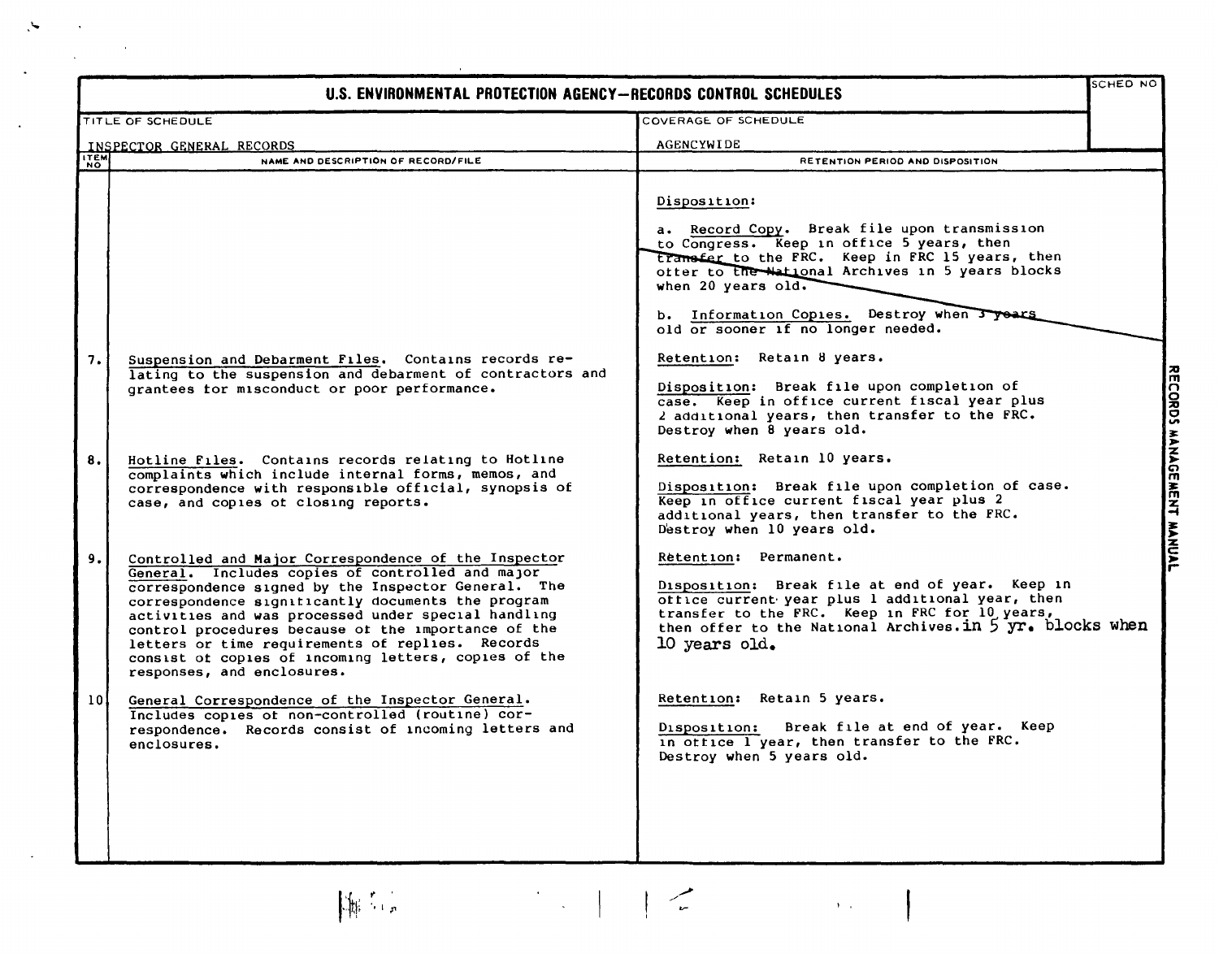# U.S. ENVIRONMENTAL PROTECTION AGENCY—RECORDS CONTROL SCHEDULES

| TITLE OF SCHEDULE | COVERAGE OF SCHEDULE | SCHED NO |
|---|---|---|
| INSPECTOR GENERAL RECORDS | AGENCYWIDE | |

| ITEM NO | NAME AND DESCRIPTION OF RECORD/FILE | RETENTION PERIOD AND DISPOSITION |
|---|---|---|
| | | Disposition:<br><br>a. Record Copy. Break file upon transmission to Congress. Keep in office 5 years, then transfer to the FRC. Keep in FRC 15 years, then offer to the National Archives in 5 years blocks when 20 years old.<br><br>b. Information Copies. Destroy when 3 years old or sooner if no longer needed. |
| 7. | Suspension and Debarment Files. Contains records relating to the suspension and debarment of contractors and grantees for misconduct or poor performance. | Retention: Retain 8 years.<br><br>Disposition: Break file upon completion of case. Keep in office current fiscal year plus 2 additional years, then transfer to the FRC. Destroy when 8 years old. |
| 8. | Hotline Files. Contains records relating to Hotline complaints which include internal forms, memos, and correspondence with responsible official, synopsis of case, and copies of closing reports. | Retention: Retain 10 years.<br><br>Disposition: Break file upon completion of case. Keep in office current fiscal year plus 2 additional years, then transfer to the FRC. Destroy when 10 years old. |
| 9. | Controlled and Major Correspondence of the Inspector General. Includes copies of controlled and major correspondence signed by the Inspector General. The correspondence significantly documents the program activities and was processed under special handling control procedures because of the importance of the letters or time requirements of replies. Records consist of copies of incoming letters, copies of the responses, and enclosures. | Retention: Permanent.<br><br>Disposition: Break file at end of year. Keep in office current year plus 1 additional year, then transfer to the FRC. Keep in FRC for 10 years, then offer to the National Archives. in 5 yr. blocks when 10 years old. |
| 10 | General Correspondence of the Inspector General. Includes copies of non-controlled (routine) correspondence. Records consist of incoming letters and enclosures. | Retention: Retain 5 years.<br><br>Disposition: Break file at end of year. Keep in office 1 year, then transfer to the FRC. Destroy when 5 years old. |

RECORDS MANAGEMENT MANUAL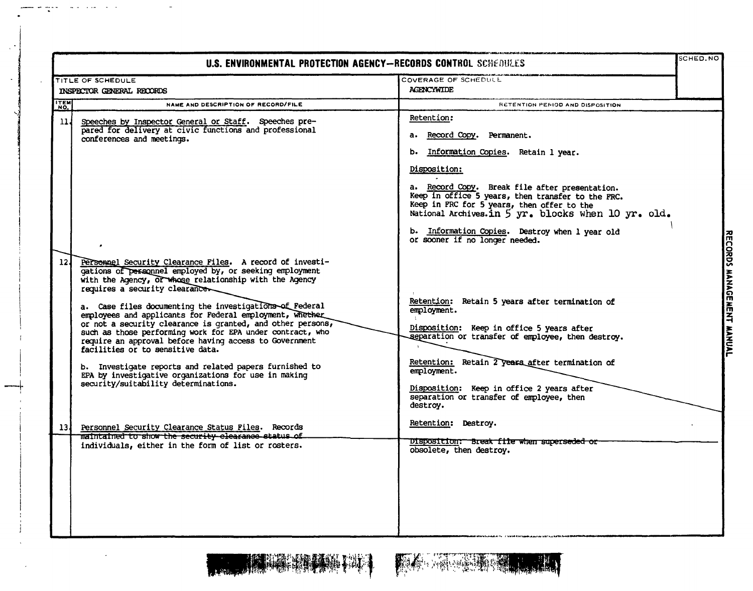# U.S. ENVIRONMENTAL PROTECTION AGENCY—RECORDS CONTROL SCHEDULES

SCHED. NO

| TITLE OF SCHEDULE | COVERAGE OF SCHEDULE |
|---|---|
| INSPECTOR GENERAL RECORDS | AGENCYWIDE |

| ITEM NO. | NAME AND DESCRIPTION OF RECORD/FILE | RETENTION PERIOD AND DISPOSITION |
|---|---|---|
| 11. | Speeches by Inspector General or Staff. Speeches prepared for delivery at civic functions and professional conferences and meetings. | Retention:<br><br>a. Record Copy. Permanent.<br><br>b. Information Copies. Retain 1 year.<br><br>Disposition:<br><br>a. Record Copy. Break file after presentation. Keep in office 5 years, then transfer to the FRC. Keep in FRC for 5 years, then offer to the National Archives. in 5 yr. blocks when 10 yr. old.<br><br>b. Information Copies. Destroy when 1 year old or sooner if no longer needed. |
| 12. | Personnel Security Clearance Files. A record of investigations of personnel employed by, or seeking employment with the Agency, or whose relationship with the Agency requires a security clearance. | |
| | a. Case files documenting the investigations of Federal employees and applicants for Federal employment, whether or not a security clearance is granted, and other persons, such as those performing work for EPA under contract, who require an approval before having access to Government facilities or to sensitive data. | Retention: Retain 5 years after termination of employment.<br><br>Disposition: Keep in office 5 years after separation or transfer of employee, then destroy. |
| | b. Investigate reports and related papers furnished to EPA by investigative organizations for use in making security/suitability determinations. | Retention: Retain 2 years after termination of employment.<br><br>Disposition: Keep in office 2 years after separation or transfer of employee, then destroy. |
| 13. | Personnel Security Clearance Status Files. Records maintained to show the security clearance status of individuals, either in the form of list or rosters. | Retention: Destroy.<br><br>Disposition: Break file when superseded or obsolete, then destroy. |

RECORDS MANAGEMENT MANUAL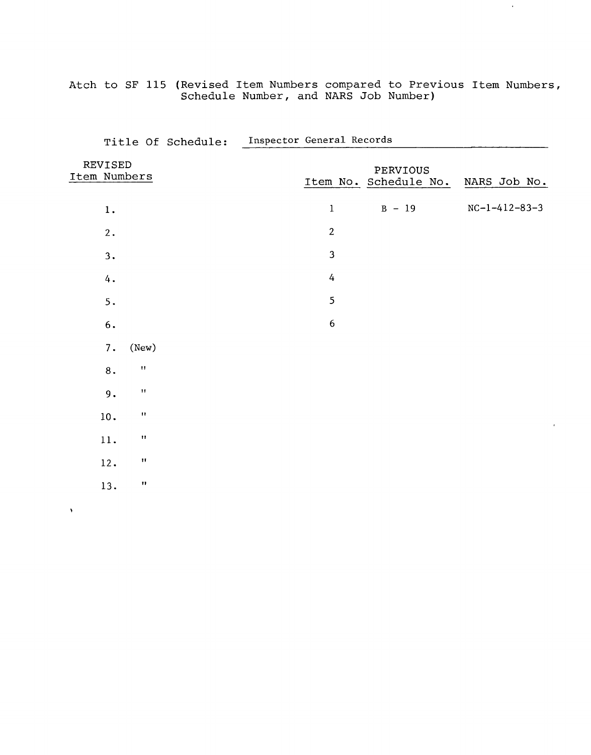Atch to SF 115 (Revised Item Numbers compared to Previous Item Numbers, Schedule Number, and NARS Job Number)

Title Of Schedule: Inspector General Records

| REVISED Item Numbers | PERVIOUS Item No. | Schedule No. | NARS Job No. |
|---|---|---|---|
| 1. | 1 | B - 19 | NC-1-412-83-3 |
| 2. | 2 | | |
| 3. | 3 | | |
| 4. | 4 | | |
| 5. | 5 | | |
| 6. | 6 | | |
| 7. (New) | | | |
| 8. " | | | |
| 9. " | | | |
| 10. " | | | |
| 11. " | | | |
| 12. " | | | |
| 13. " | | | |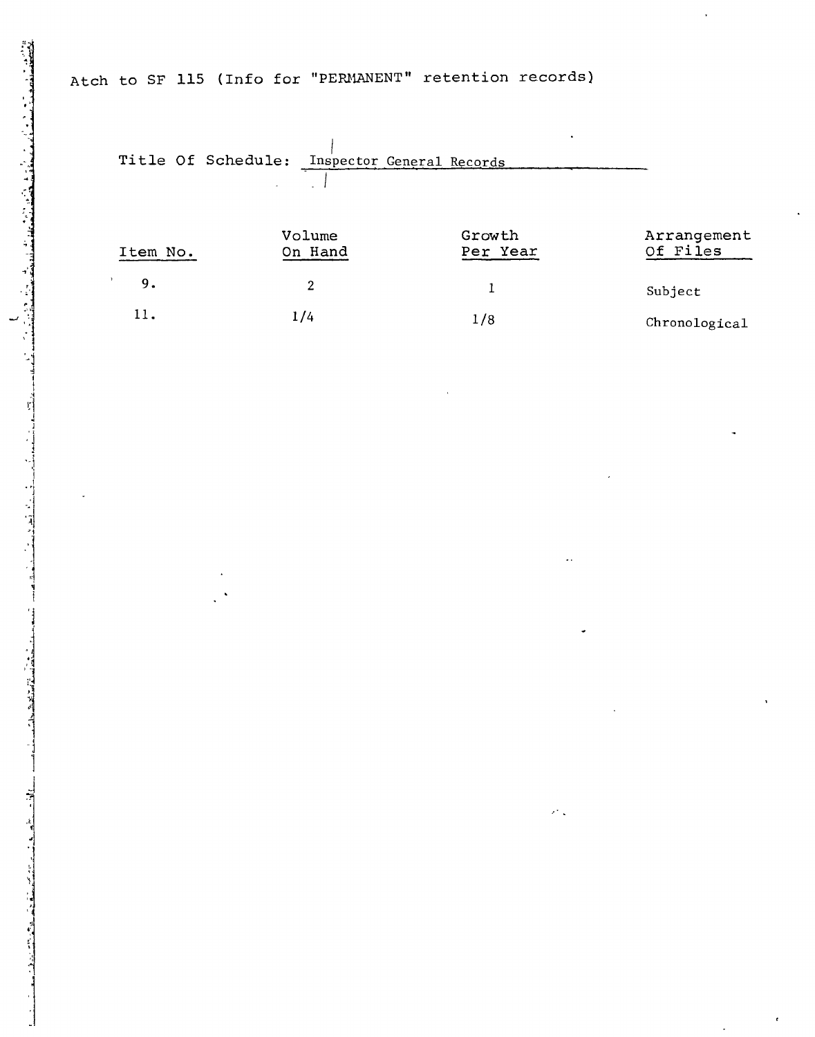Atch to SF 115 (Info for "PERMANENT" retention records)

Title Of Schedule: Inspector General Records

| Item No. | Volume On Hand | Growth Per Year | Arrangement Of Files |
|---|---|---|---|
| 9. | 2 | 1 | Subject |
| 11. | 1/4 | 1/8 | Chronological |